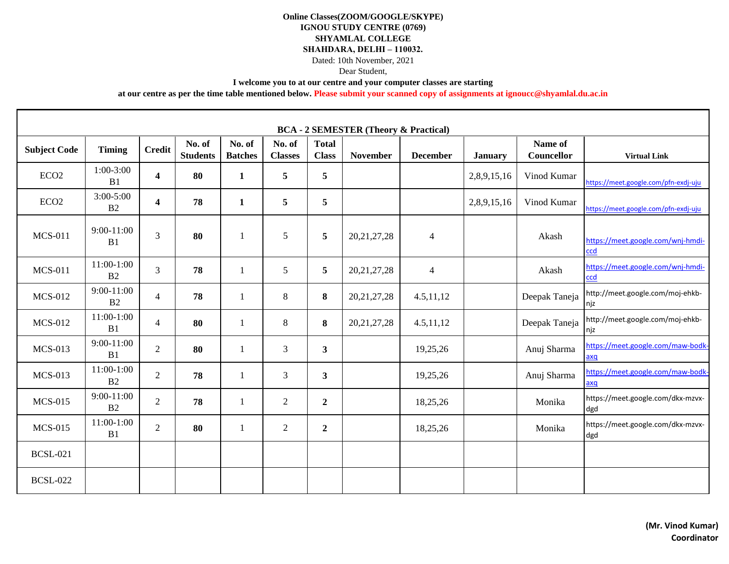**Online Classes(ZOOM/GOOGLE/SKYPE)**
**IGNOU STUDY CENTRE (0769)**
**SHYAMLAL COLLEGE**
**SHAHDARA, DELHI – 110032.**

Dated: 10th November, 2021

Dear Student,

**I welcome you to at our centre and your computer classes are starting at our centre as per the time table mentioned below. Please submit your scanned copy of assignments at ignoucc@shyamlal.du.ac.in**

| BCA - 2 SEMESTER (Theory & Practical) | | | | | | | | | | | |
|---|---|---|---|---|---|---|---|---|---|---|---|
| **Subject Code** | **Timing** | **Credit** | **No. of Students** | **No. of Batches** | **No. of Classes** | **Total Class** | **November** | **December** | **January** | **Name of Councellor** | **Virtual Link** |
| ECO2 | 1:00-3:00 B1 | **4** | **80** | **1** | **5** | **5** | | | 2,8,9,15,16 | Vinod Kumar | https://meet.google.com/pfn-exdj-uju |
| ECO2 | 3:00-5:00 B2 | **4** | **78** | **1** | **5** | **5** | | | 2,8,9,15,16 | Vinod Kumar | https://meet.google.com/pfn-exdj-uju |
| MCS-011 | 9:00-11:00 B1 | 3 | **80** | 1 | 5 | **5** | 20,21,27,28 | 4 | | Akash | https://meet.google.com/wnj-hmdi-ccd |
| MCS-011 | 11:00-1:00 B2 | 3 | **78** | 1 | 5 | **5** | 20,21,27,28 | 4 | | Akash | https://meet.google.com/wnj-hmdi-ccd |
| MCS-012 | 9:00-11:00 B2 | 4 | **78** | 1 | 8 | **8** | 20,21,27,28 | 4.5,11,12 | | Deepak Taneja | http://meet.google.com/moj-ehkb-njz |
| MCS-012 | 11:00-1:00 B1 | 4 | **80** | 1 | 8 | **8** | 20,21,27,28 | 4.5,11,12 | | Deepak Taneja | http://meet.google.com/moj-ehkb-njz |
| MCS-013 | 9:00-11:00 B1 | 2 | **80** | 1 | 3 | **3** | | 19,25,26 | | Anuj Sharma | https://meet.google.com/maw-bodk-axq |
| MCS-013 | 11:00-1:00 B2 | 2 | **78** | 1 | 3 | **3** | | 19,25,26 | | Anuj Sharma | https://meet.google.com/maw-bodk-axq |
| MCS-015 | 9:00-11:00 B2 | 2 | **78** | 1 | 2 | **2** | | 18,25,26 | | Monika | https://meet.google.com/dkx-mzvx-dgd |
| MCS-015 | 11:00-1:00 B1 | 2 | **80** | 1 | 2 | **2** | | 18,25,26 | | Monika | https://meet.google.com/dkx-mzvx-dgd |
| BCSL-021 | | | | | | | | | | | |
| BCSL-022 | | | | | | | | | | | |

**(Mr. Vinod Kumar)**
**Coordinator**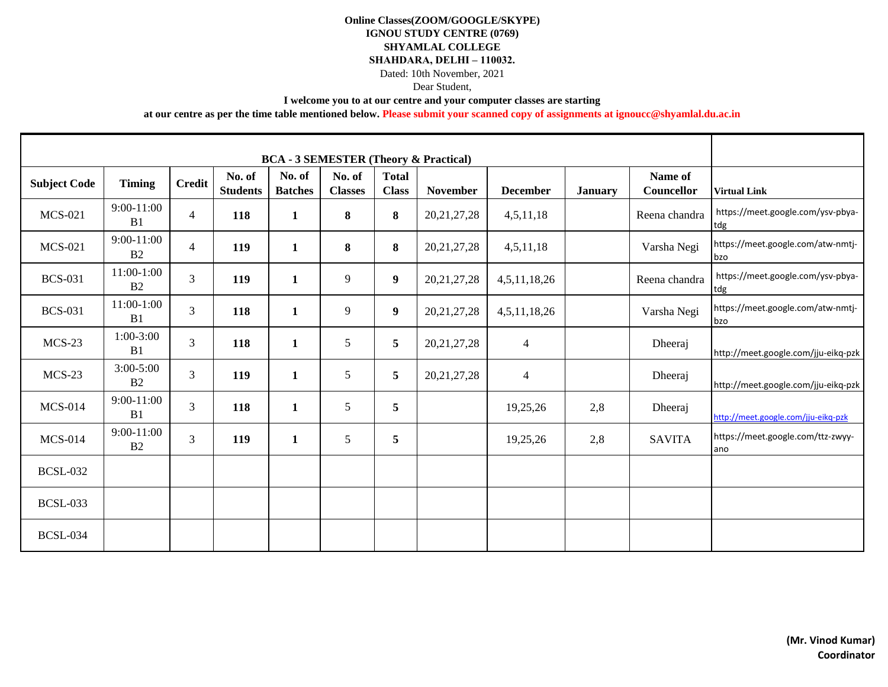**Online Classes(ZOOM/GOOGLE/SKYPE)**
**IGNOU STUDY CENTRE (0769)**
**SHYAMLAL COLLEGE**
**SHAHDARA, DELHI – 110032.**

Dated: 10th November, 2021

Dear Student,

**I welcome you to at our centre and your computer classes are starting**
**at our centre as per the time table mentioned below. Please submit your scanned copy of assignments at ignoucc@shyamlal.du.ac.in**

| BCA - 3 SEMESTER (Theory & Practical) | | | | | | | | | | | |
|---|---|---|---|---|---|---|---|---|---|---|---|
| **Subject Code** | **Timing** | **Credit** | **No. of Students** | **No. of Batches** | **No. of Classes** | **Total Class** | **November** | **December** | **January** | **Name of Councellor** | **Virtual Link** |
| MCS-021 | 9:00-11:00 B1 | 4 | **118** | **1** | **8** | **8** | 20,21,27,28 | 4,5,11,18 | | Reena chandra | https://meet.google.com/ysv-pbya-tdg |
| MCS-021 | 9:00-11:00 B2 | 4 | **119** | **1** | **8** | **8** | 20,21,27,28 | 4,5,11,18 | | Varsha Negi | https://meet.google.com/atw-nmtj-bzo |
| BCS-031 | 11:00-1:00 B2 | 3 | **119** | **1** | 9 | **9** | 20,21,27,28 | 4,5,11,18,26 | | Reena chandra | https://meet.google.com/ysv-pbya-tdg |
| BCS-031 | 11:00-1:00 B1 | 3 | **118** | **1** | 9 | **9** | 20,21,27,28 | 4,5,11,18,26 | | Varsha Negi | https://meet.google.com/atw-nmtj-bzo |
| MCS-23 | 1:00-3:00 B1 | 3 | **118** | **1** | 5 | **5** | 20,21,27,28 | 4 | | Dheeraj | http://meet.google.com/jju-eikq-pzk |
| MCS-23 | 3:00-5:00 B2 | 3 | **119** | **1** | 5 | **5** | 20,21,27,28 | 4 | | Dheeraj | http://meet.google.com/jju-eikq-pzk |
| MCS-014 | 9:00-11:00 B1 | 3 | **118** | **1** | 5 | **5** | | 19,25,26 | 2,8 | Dheeraj | http://meet.google.com/jju-eikq-pzk |
| MCS-014 | 9:00-11:00 B2 | 3 | **119** | **1** | 5 | **5** | | 19,25,26 | 2,8 | SAVITA | https://meet.google.com/ttz-zwyy-ano |
| BCSL-032 | | | | | | | | | | | |
| BCSL-033 | | | | | | | | | | | |
| BCSL-034 | | | | | | | | | | | |

**(Mr. Vinod Kumar)**
**Coordinator**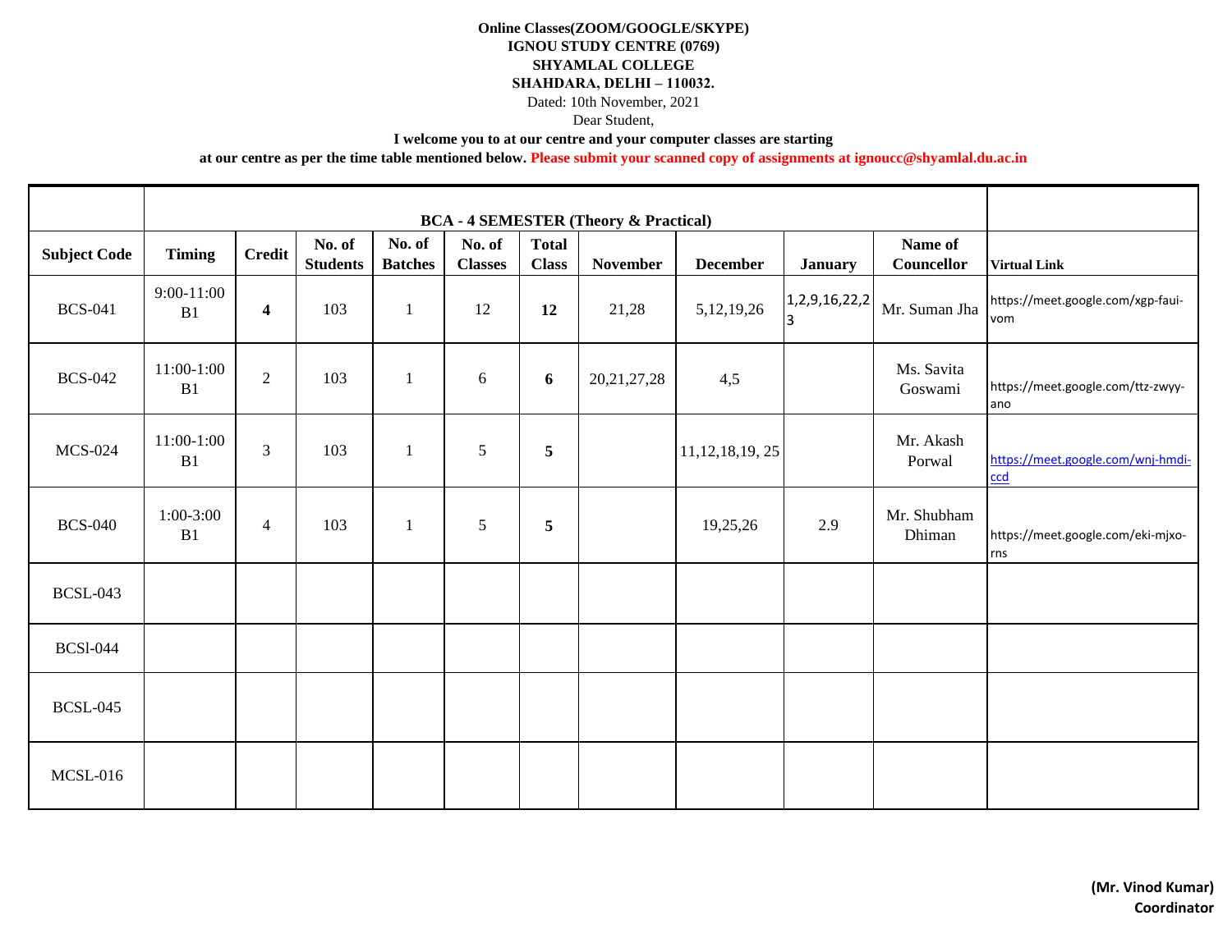**Online Classes(ZOOM/GOOGLE/SKYPE)**
**IGNOU STUDY CENTRE (0769)**
**SHYAMLAL COLLEGE**
**SHAHDARA, DELHI – 110032.**

Dated: 10th November, 2021

Dear Student,

**I welcome you to at our centre and your computer classes are starting at our centre as per the time table mentioned below. Please submit your scanned copy of assignments at ignoucc@shyamlal.du.ac.in**

| | BCA - 4 SEMESTER (Theory & Practical) | | | | | | | | | | |
|---|---|---|---|---|---|---|---|---|---|---|---|
| **Subject Code** | **Timing** | **Credit** | **No. of Students** | **No. of Batches** | **No. of Classes** | **Total Class** | **November** | **December** | **January** | **Name of Councellor** | **Virtual Link** |
| BCS-041 | 9:00-11:00 B1 | **4** | 103 | 1 | 12 | **12** | 21,28 | 5,12,19,26 | 1,2,9,16,22,23 | Mr. Suman Jha | https://meet.google.com/xgp-faui-vom |
| BCS-042 | 11:00-1:00 B1 | 2 | 103 | 1 | 6 | **6** | 20,21,27,28 | 4,5 | | Ms. Savita Goswami | https://meet.google.com/ttz-zwyy-ano |
| MCS-024 | 11:00-1:00 B1 | 3 | 103 | 1 | 5 | **5** | | 11,12,18,19, 25 | | Mr. Akash Porwal | https://meet.google.com/wnj-hmdi-ccd |
| BCS-040 | 1:00-3:00 B1 | 4 | 103 | 1 | 5 | **5** | | 19,25,26 | 2.9 | Mr. Shubham Dhiman | https://meet.google.com/eki-mjxo-rns |
| BCSL-043 | | | | | | | | | | | |
| BCSl-044 | | | | | | | | | | | |
| BCSL-045 | | | | | | | | | | | |
| MCSL-016 | | | | | | | | | | | |

**(Mr. Vinod Kumar)**
**Coordinator**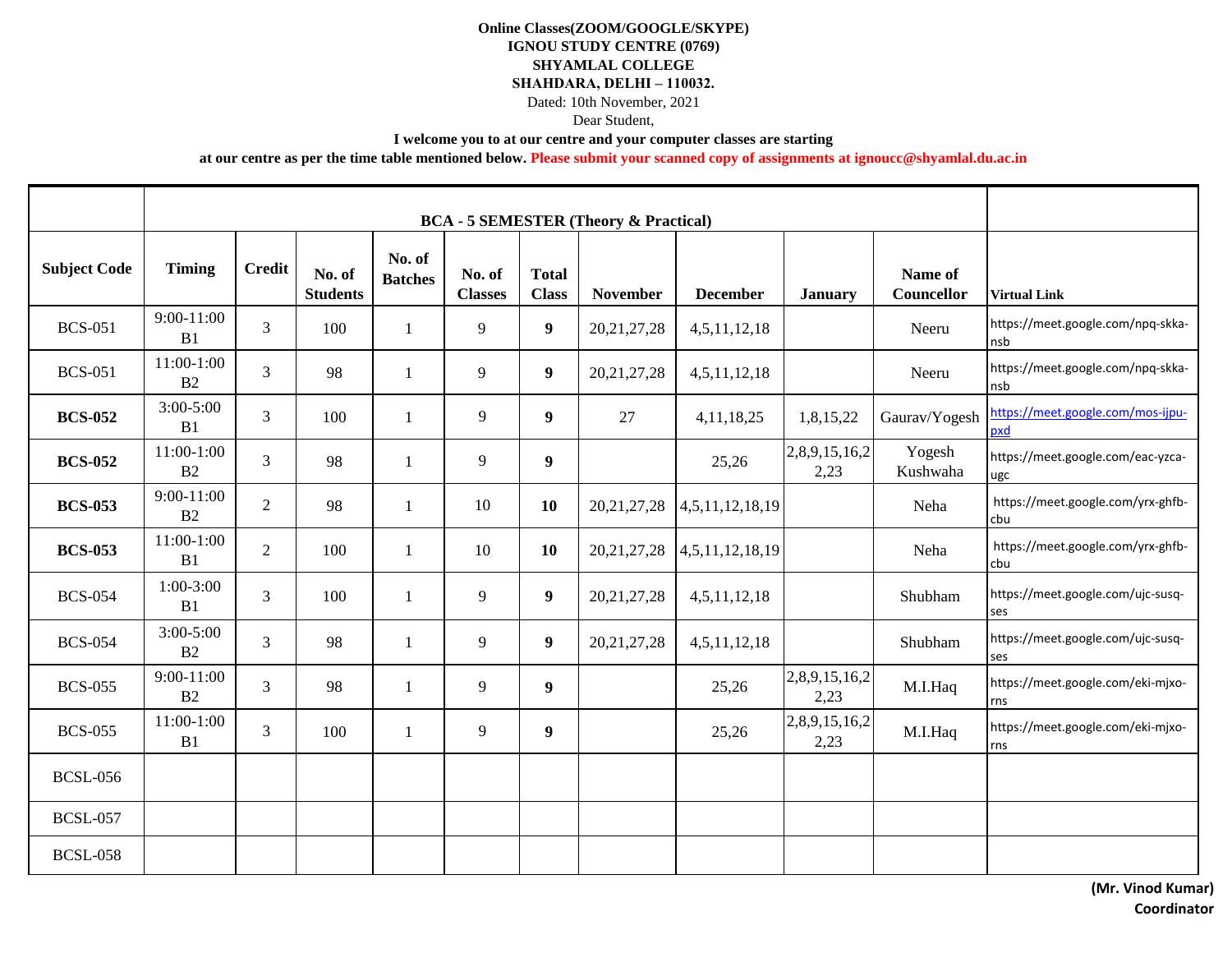**Online Classes(ZOOM/GOOGLE/SKYPE)**
**IGNOU STUDY CENTRE (0769)**
**SHYAMLAL COLLEGE**
**SHAHDARA, DELHI – 110032.**

Dated: 10th November, 2021

Dear Student,

**I welcome you to at our centre and your computer classes are starting at our centre as per the time table mentioned below. Please submit your scanned copy of assignments at ignoucc@shyamlal.du.ac.in**

| | **BCA - 5 SEMESTER (Theory & Practical)** | | | | | | | | | | |
|---|---|---|---|---|---|---|---|---|---|---|---|
| **Subject Code** | **Timing** | **Credit** | **No. of Students** | **No. of Batches** | **No. of Classes** | **Total Class** | **November** | **December** | **January** | **Name of Councellor** | **Virtual Link** |
| BCS-051 | 9:00-11:00 B1 | 3 | 100 | 1 | 9 | **9** | 20,21,27,28 | 4,5,11,12,18 | | Neeru | https://meet.google.com/npq-skka-nsb |
| BCS-051 | 11:00-1:00 B2 | 3 | 98 | 1 | 9 | **9** | 20,21,27,28 | 4,5,11,12,18 | | Neeru | https://meet.google.com/npq-skka-nsb |
| **BCS-052** | 3:00-5:00 B1 | 3 | 100 | 1 | 9 | **9** | 27 | 4,11,18,25 | 1,8,15,22 | Gaurav/Yogesh | https://meet.google.com/mos-ijpu-pxd |
| **BCS-052** | 11:00-1:00 B2 | 3 | 98 | 1 | 9 | **9** | | 25,26 | 2,8,9,15,16,22,23 | Yogesh Kushwaha | https://meet.google.com/eac-yzca-ugc |
| **BCS-053** | 9:00-11:00 B2 | 2 | 98 | 1 | 10 | **10** | 20,21,27,28 | 4,5,11,12,18,19 | | Neha | https://meet.google.com/yrx-ghfb-cbu |
| **BCS-053** | 11:00-1:00 B1 | 2 | 100 | 1 | 10 | **10** | 20,21,27,28 | 4,5,11,12,18,19 | | Neha | https://meet.google.com/yrx-ghfb-cbu |
| BCS-054 | 1:00-3:00 B1 | 3 | 100 | 1 | 9 | **9** | 20,21,27,28 | 4,5,11,12,18 | | Shubham | https://meet.google.com/ujc-susq-ses |
| BCS-054 | 3:00-5:00 B2 | 3 | 98 | 1 | 9 | **9** | 20,21,27,28 | 4,5,11,12,18 | | Shubham | https://meet.google.com/ujc-susq-ses |
| BCS-055 | 9:00-11:00 B2 | 3 | 98 | 1 | 9 | **9** | | 25,26 | 2,8,9,15,16,22,23 | M.I.Haq | https://meet.google.com/eki-mjxo-rns |
| BCS-055 | 11:00-1:00 B1 | 3 | 100 | 1 | 9 | **9** | | 25,26 | 2,8,9,15,16,22,23 | M.I.Haq | https://meet.google.com/eki-mjxo-rns |
| BCSL-056 | | | | | | | | | | | |
| BCSL-057 | | | | | | | | | | | |
| BCSL-058 | | | | | | | | | | | |

**(Mr. Vinod Kumar)**
**Coordinator**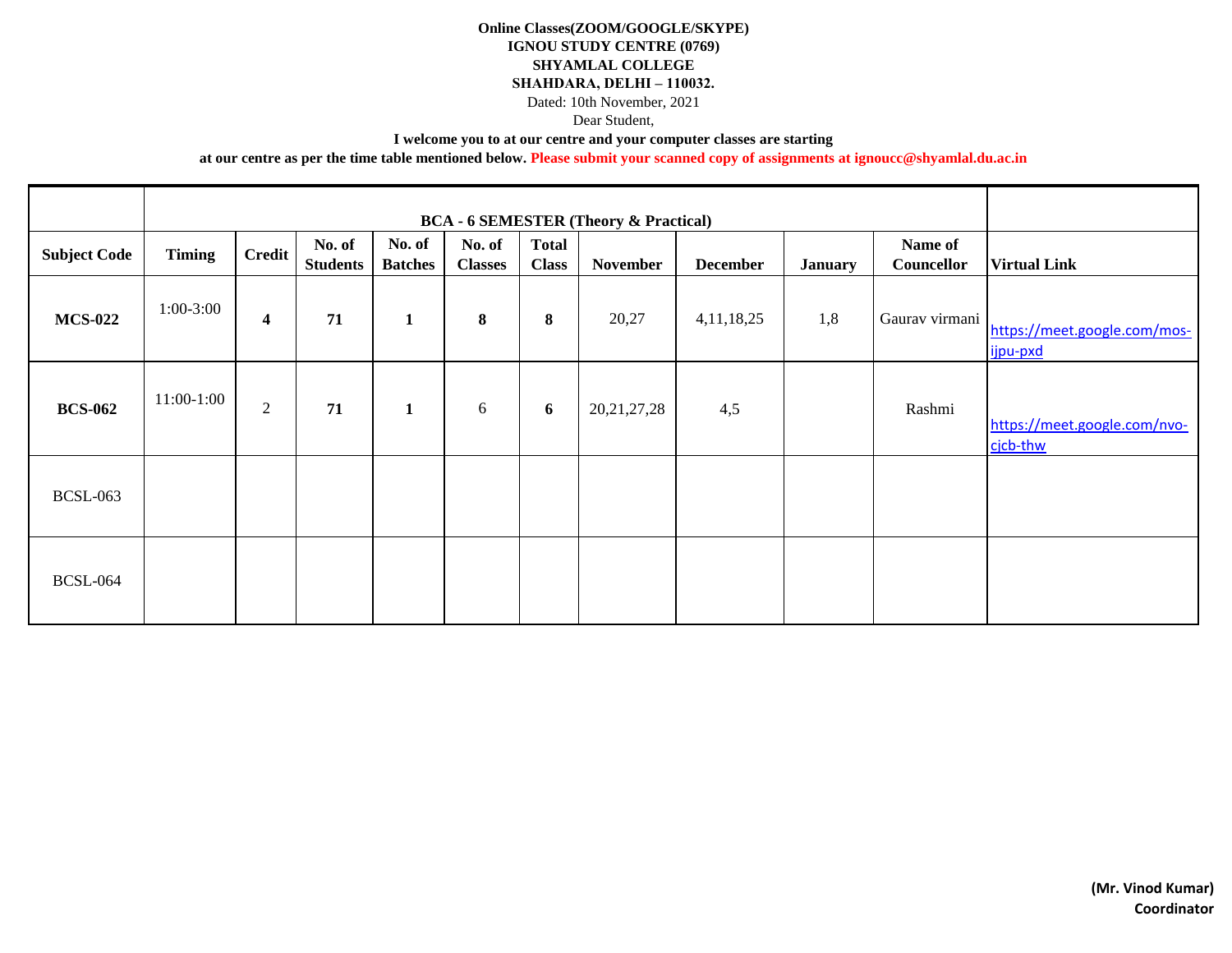**Online Classes(ZOOM/GOOGLE/SKYPE)**
**IGNOU STUDY CENTRE (0769)**
**SHYAMLAL COLLEGE**
**SHAHDARA, DELHI – 110032.**

Dated: 10th November, 2021

Dear Student,

**I welcome you to at our centre and your computer classes are starting at our centre as per the time table mentioned below. Please submit your scanned copy of assignments at ignoucc@shyamlal.du.ac.in**

| | BCA - 6 SEMESTER (Theory & Practical) | | | | | | | | | | |
|---|---|---|---|---|---|---|---|---|---|---|---|
| **Subject Code** | **Timing** | **Credit** | **No. of Students** | **No. of Batches** | **No. of Classes** | **Total Class** | **November** | **December** | **January** | **Name of Councellor** | **Virtual Link** |
| **MCS-022** | 1:00-3:00 | **4** | **71** | **1** | **8** | **8** | 20,27 | 4,11,18,25 | 1,8 | Gaurav virmani | https://meet.google.com/mos-ijpu-pxd |
| **BCS-062** | 11:00-1:00 | 2 | **71** | **1** | 6 | **6** | 20,21,27,28 | 4,5 | | Rashmi | https://meet.google.com/nvo-cjcb-thw |
| BCSL-063 | | | | | | | | | | | |
| BCSL-064 | | | | | | | | | | | |

**(Mr. Vinod Kumar)**
**Coordinator**